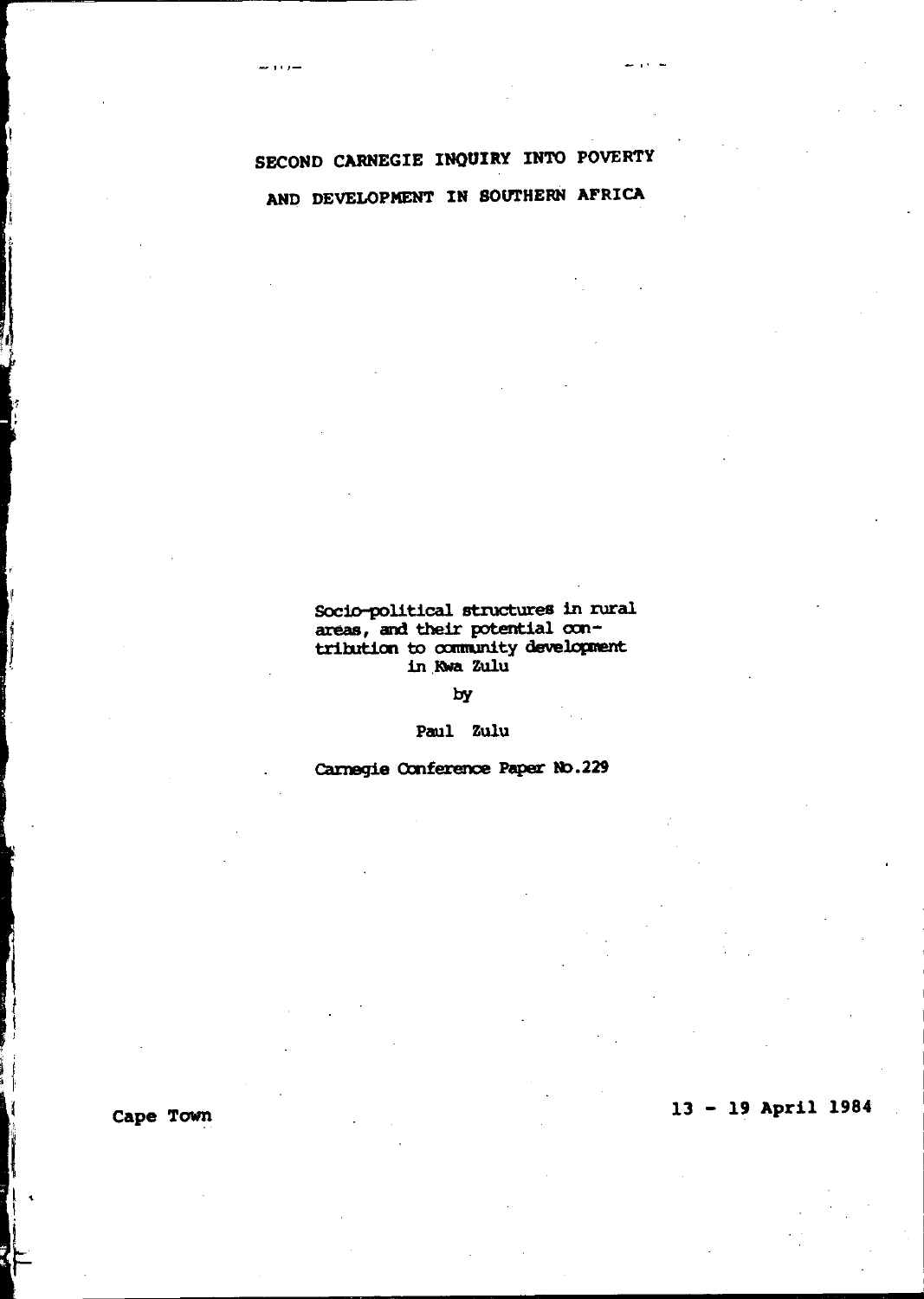# SECOND CARNEGIE INQUIRY INTO POVERTY AND DEVELOPMENT IN SOUTHERN AFRICA

Socio-political structures in rural areas, and their potential contribution to community development in Kwa Zulu

by

Paul Zulu

Carnegie Conference Paper No.229

Cape Town

13 - 19 April 1984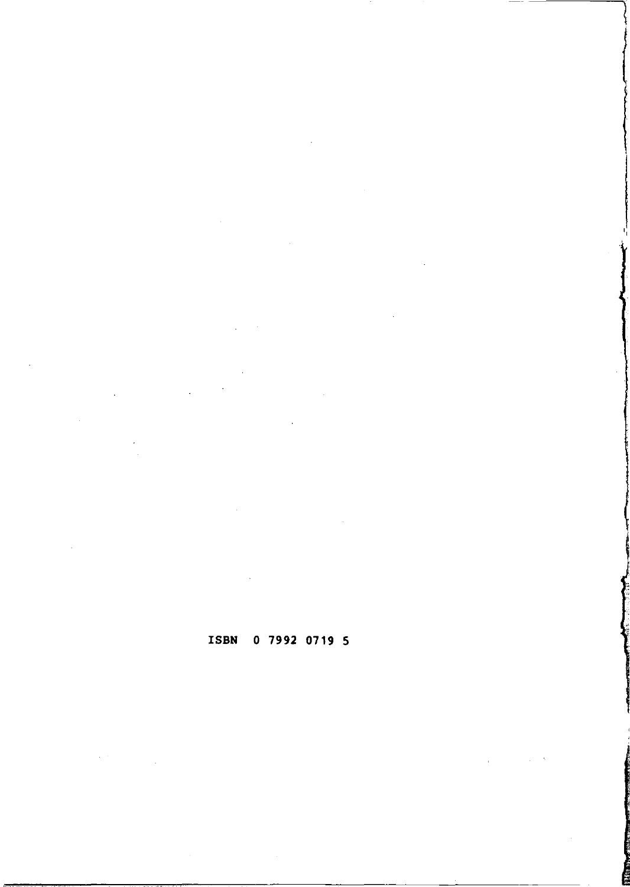ISBN 0 7992 0719 5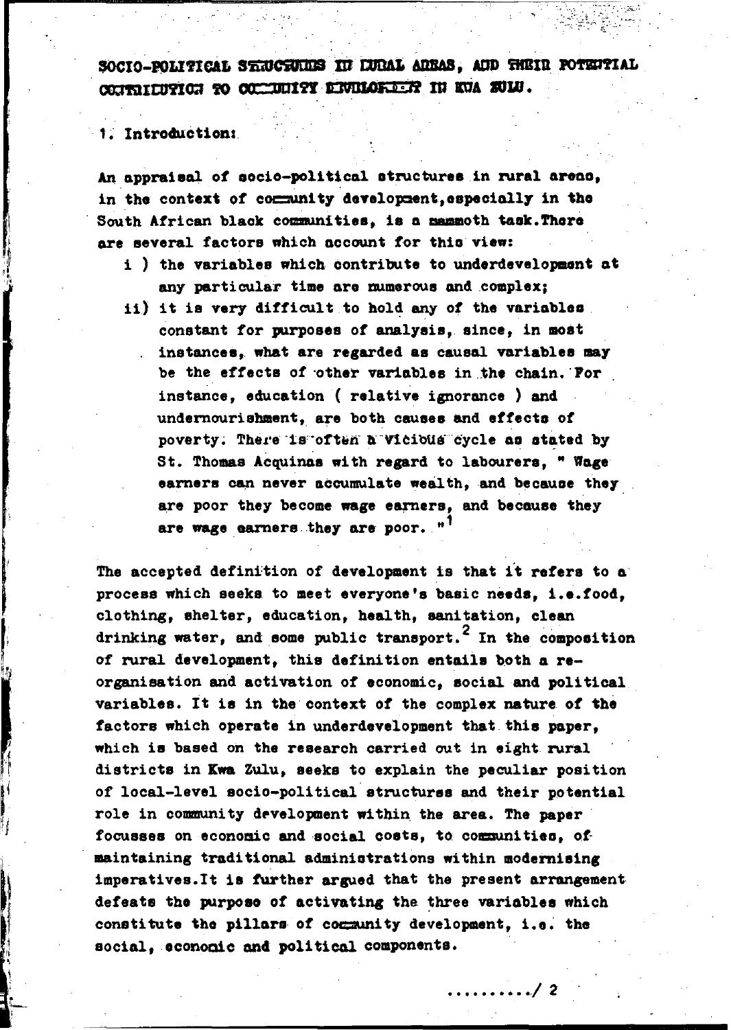# SOCIO-POLITICAL STRUCTURES IN RURAL AREAS, AND THEIR POTENTIAL CONTRIBUTION TO COMMUNITY DEVELOPMENT IN KWA ZULU.

## 1. Introduction:

An appraisal of socio-political structures in rural areas, in the context of community development, especially in the South African black communities, is a mammoth task. There are several factors which account for this view:

i ) the variables which contribute to underdevelopment at any particular time are numerous and complex;

ii) it is very difficult to hold any of the variables constant for purposes of analysis, since, in most instances, what are regarded as causal variables may be the effects of other variables in the chain. For instance, education ( relative ignorance ) and undernourishment, are both causes and effects of poverty. There is often a vicious cycle as stated by St. Thomas Acquinas with regard to labourers, " Wage earners can never accumulate wealth, and because they are poor they become wage earners, and because they are wage earners they are poor. "[1]

The accepted definition of development is that it refers to a process which seeks to meet everyone's basic needs, i.e. food, clothing, shelter, education, health, sanitation, clean drinking water, and some public transport.[2] In the composition of rural development, this definition entails both a re-organisation and activation of economic, social and political variables. It is in the context of the complex nature of the factors which operate in underdevelopment that this paper, which is based on the research carried out in eight rural districts in Kwa Zulu, seeks to explain the peculiar position of local-level socio-political structures and their potential role in community development within the area. The paper focusses on economic and social costs, to communities, of maintaining traditional administrations within modernising imperatives. It is further argued that the present arrangement defeats the purpose of activating the three variables which constitute the pillars of community development, i.e. the social, economic and political components.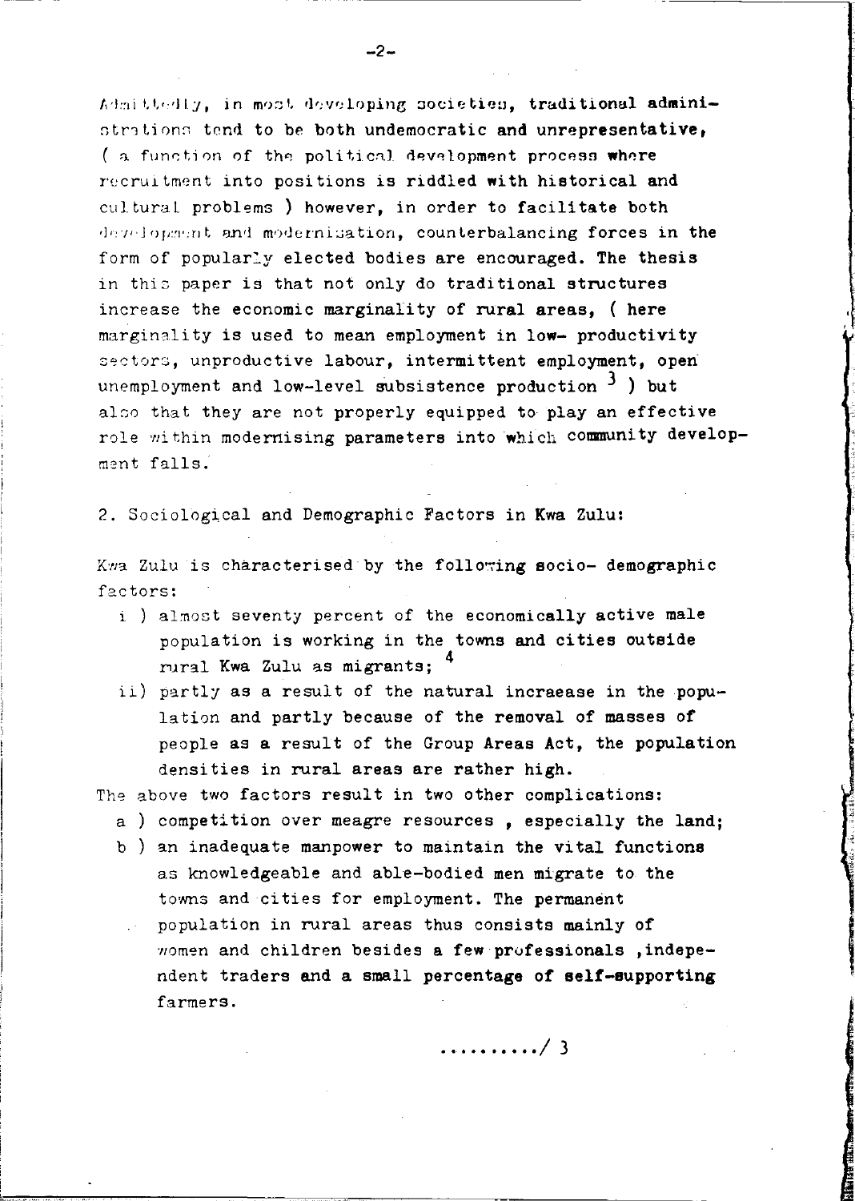Admittedly, in most developing societies, traditional administrations tend to be both undemocratic and unrepresentative, ( a function of the political development process where recruitment into positions is riddled with historical and cultural problems ) however, in order to facilitate both development and modernisation, counterbalancing forces in the form of popularly elected bodies are encouraged. The thesis in this paper is that not only do traditional structures increase the economic marginality of rural areas, ( here marginality is used to mean employment in low- productivity sectors, unproductive labour, intermittent employment, open unemployment and low-level subsistence production [3] ) but also that they are not properly equipped to play an effective role within modernising parameters into which community development falls.

## 2. Sociological and Demographic Factors in Kwa Zulu:

Kwa Zulu is characterised by the following socio- demographic factors:

- i ) almost seventy percent of the economically active male population is working in the towns and cities outside rural Kwa Zulu as migrants; [4]
- ii) partly as a result of the natural incraease in the population and partly because of the removal of masses of people as a result of the Group Areas Act, the population densities in rural areas are rather high.

The above two factors result in two other complications:

- a ) competition over meagre resources , especially the land;
- b ) an inadequate manpower to maintain the vital functions as knowledgeable and able-bodied men migrate to the towns and cities for employment. The permanent population in rural areas thus consists mainly of women and children besides a few professionals ,independent traders and a small percentage of self-supporting farmers.

........../ 3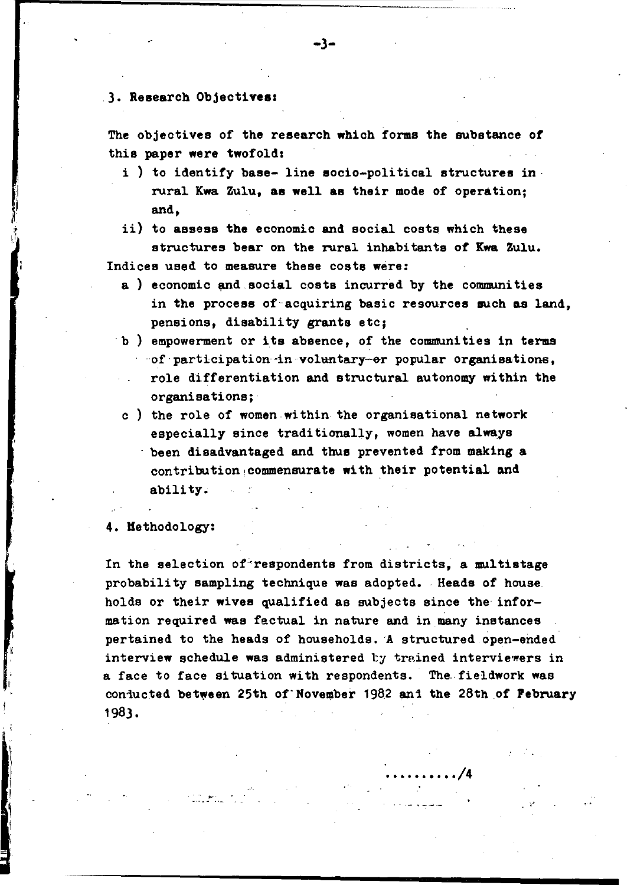## 3. Research Objectives:

The objectives of the research which forms the substance of this paper were twofold:

i ) to identify base- line socio-political structures in rural Kwa Zulu, as well as their mode of operation; and,

ii) to assess the economic and social costs which these structures bear on the rural inhabitants of Kwa Zulu.

Indices used to measure these costs were:

a ) economic and social costs incurred by the communities in the process of acquiring basic resources such as land, pensions, disability grants etc;

b ) empowerment or its absence, of the communities in terms of participation in voluntary or popular organisations, role differentiation and structural autonomy within the organisations;

c ) the role of women within the organisational network especially since traditionally, women have always been disadvantaged and thus prevented from making a contribution commensurate with their potential and ability.

## 4. Methodology:

In the selection of respondents from districts, a multistage probability sampling technique was adopted. Heads of house holds or their wives qualified as subjects since the information required was factual in nature and in many instances pertained to the heads of households. A structured open-ended interview schedule was administered by trained interviewers in a face to face situation with respondents. The fieldwork was conducted between 25th of November 1982 and the 28th of February 1983.

........../4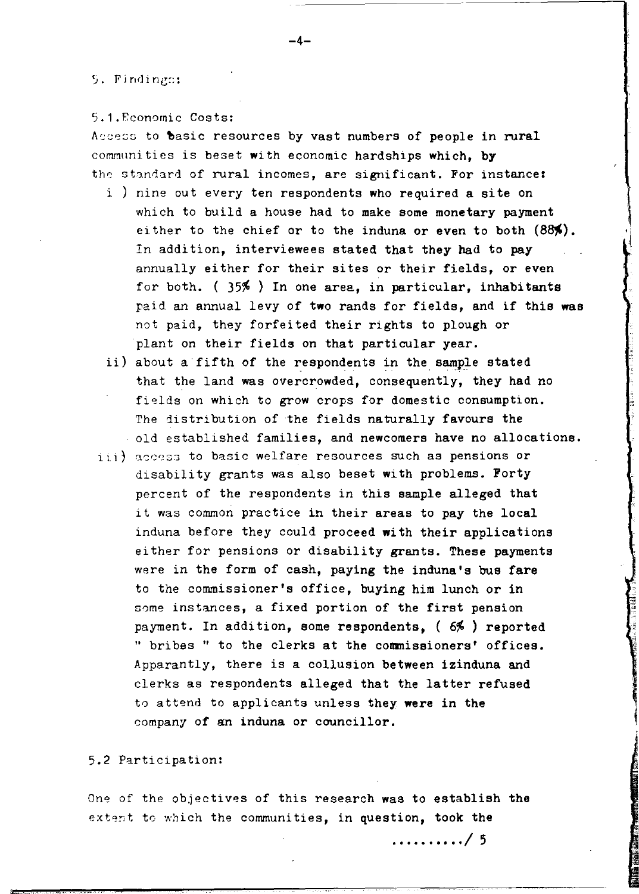## 5. Findings:

### 5.1. Economic Costs:

Access to basic resources by vast numbers of people in rural communities is beset with economic hardships which, by the standard of rural incomes, are significant. For instance:

i ) nine out every ten respondents who required a site on which to build a house had to make some monetary payment either to the chief or to the induna or even to both (88%). In addition, interviewees stated that they had to pay annually either for their sites or their fields, or even for both. ( 35% ) In one area, in particular, inhabitants paid an annual levy of two rands for fields, and if this was not paid, they forfeited their rights to plough or plant on their fields on that particular year.

ii) about a fifth of the respondents in the sample stated that the land was overcrowded, consequently, they had no fields on which to grow crops for domestic consumption. The distribution of the fields naturally favours the old established families, and newcomers have no allocations.

iii) access to basic welfare resources such as pensions or disability grants was also beset with problems. Forty percent of the respondents in this sample alleged that it was common practice in their areas to pay the local induna before they could proceed with their applications either for pensions or disability grants. These payments were in the form of cash, paying the induna's bus fare to the commissioner's office, buying him lunch or in some instances, a fixed portion of the first pension payment. In addition, some respondents, ( 6% ) reported " bribes " to the clerks at the commissioners' offices. Apparantly, there is a collusion between izinduna and clerks as respondents alleged that the latter refused to attend to applicants unless they were in the company of an induna or councillor.

### 5.2 Participation:

One of the objectives of this research was to establish the extent to which the communities, in question, took the

........../ 5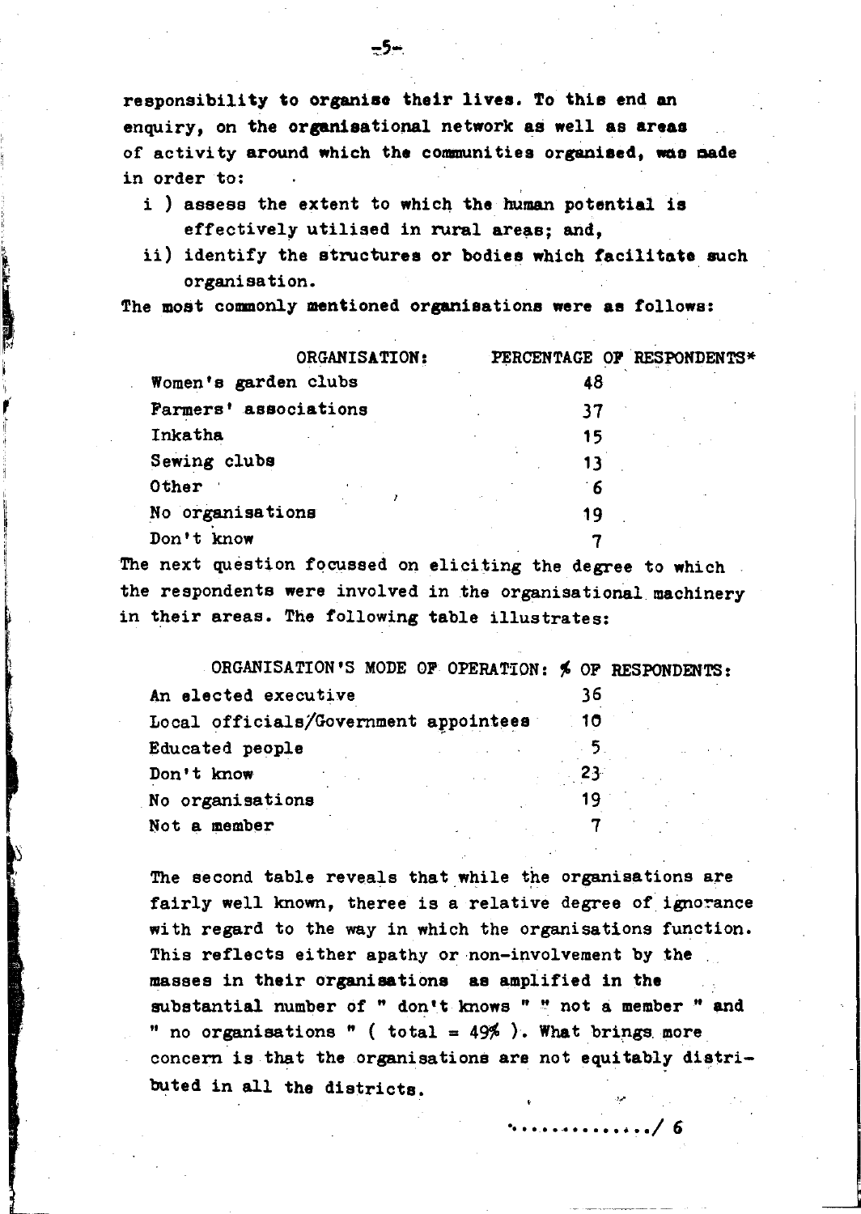responsibility to organise their lives. To this end an enquiry, on the organisational network as well as areas of activity around which the communities organised, was made in order to:

i ) assess the extent to which the human potential is effectively utilised in rural areas; and,

ii) identify the structures or bodies which facilitate such organisation.

The most commonly mentioned organisations were as follows:

| ORGANISATION: | PERCENTAGE OF RESPONDENTS* |
|---|---|
| Women's garden clubs | 48 |
| Farmers' associations | 37 |
| Inkatha | 15 |
| Sewing clubs | 13 |
| Other | 6 |
| No organisations | 19 |
| Don't know | 7 |

The next question focussed on eliciting the degree to which the respondents were involved in the organisational machinery in their areas. The following table illustrates:

| ORGANISATION'S MODE OF OPERATION: | % OF RESPONDENTS: |
|---|---|
| An elected executive | 36 |
| Local officials/Government appointees | 10 |
| Educated people | 5 |
| Don't know | 23 |
| No organisations | 19 |
| Not a member | 7 |

The second table reveals that while the organisations are fairly well known, there is a relative degree of ignorance with regard to the way in which the organisations function. This reflects either apathy or non-involvement by the masses in their organisations as amplified in the substantial number of " don't knows " " not a member " and " no organisations " ( total = 49% ). What brings more concern is that the organisations are not equitably distributed in all the districts.

............../ 6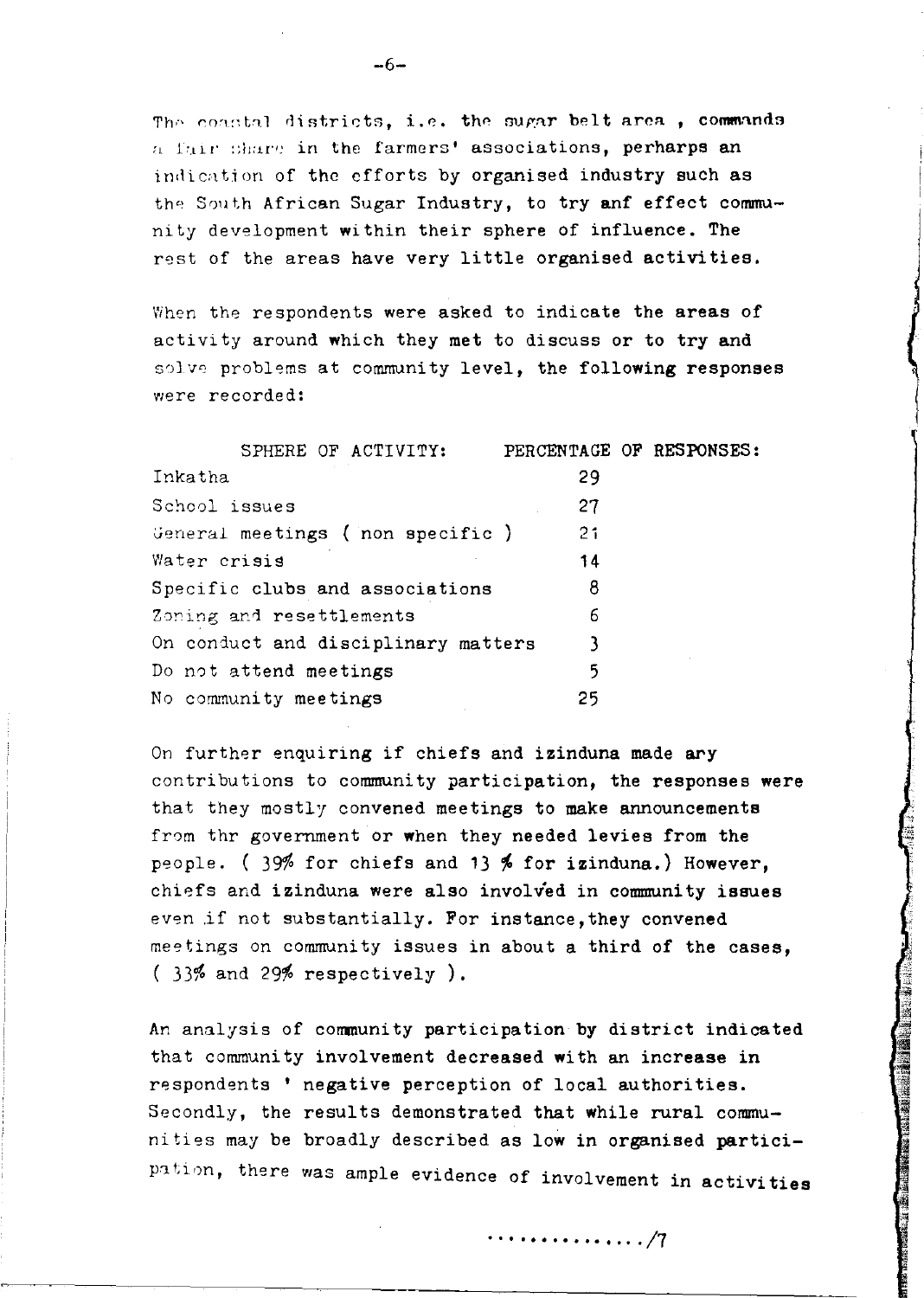The coastal districts, i.e. the sugar belt area , commands a fair share in the farmers' associations, perhaps an indication of the efforts by organised industry such as the South African Sugar Industry, to try anf effect community development within their sphere of influence. The rest of the areas have very little organised activities.

When the respondents were asked to indicate the areas of activity around which they met to discuss or to try and solve problems at community level, the following responses were recorded:

| SPHERE OF ACTIVITY: | PERCENTAGE OF RESPONSES: |
|---|---|
| Inkatha | 29 |
| School issues | 27 |
| General meetings ( non specific ) | 21 |
| Water crisis | 14 |
| Specific clubs and associations | 8 |
| Zoning and resettlements | 6 |
| On conduct and disciplinary matters | 3 |
| Do not attend meetings | 5 |
| No community meetings | 25 |

On further enquiring if chiefs and izinduna made ary contributions to community participation, the responses were that they mostly convened meetings to make announcements from thr government or when they needed levies from the people. ( 39% for chiefs and 13 % for izinduna.) However, chiefs and izinduna were also involved in community issues even if not substantially. For instance,they convened meetings on community issues in about a third of the cases, ( 33% and 29% respectively ).

An analysis of community participation by district indicated that community involvement decreased with an increase in respondents ' negative perception of local authorities. Secondly, the results demonstrated that while rural communities may be broadly described as low in organised participation, there was ample evidence of involvement in activities

................/7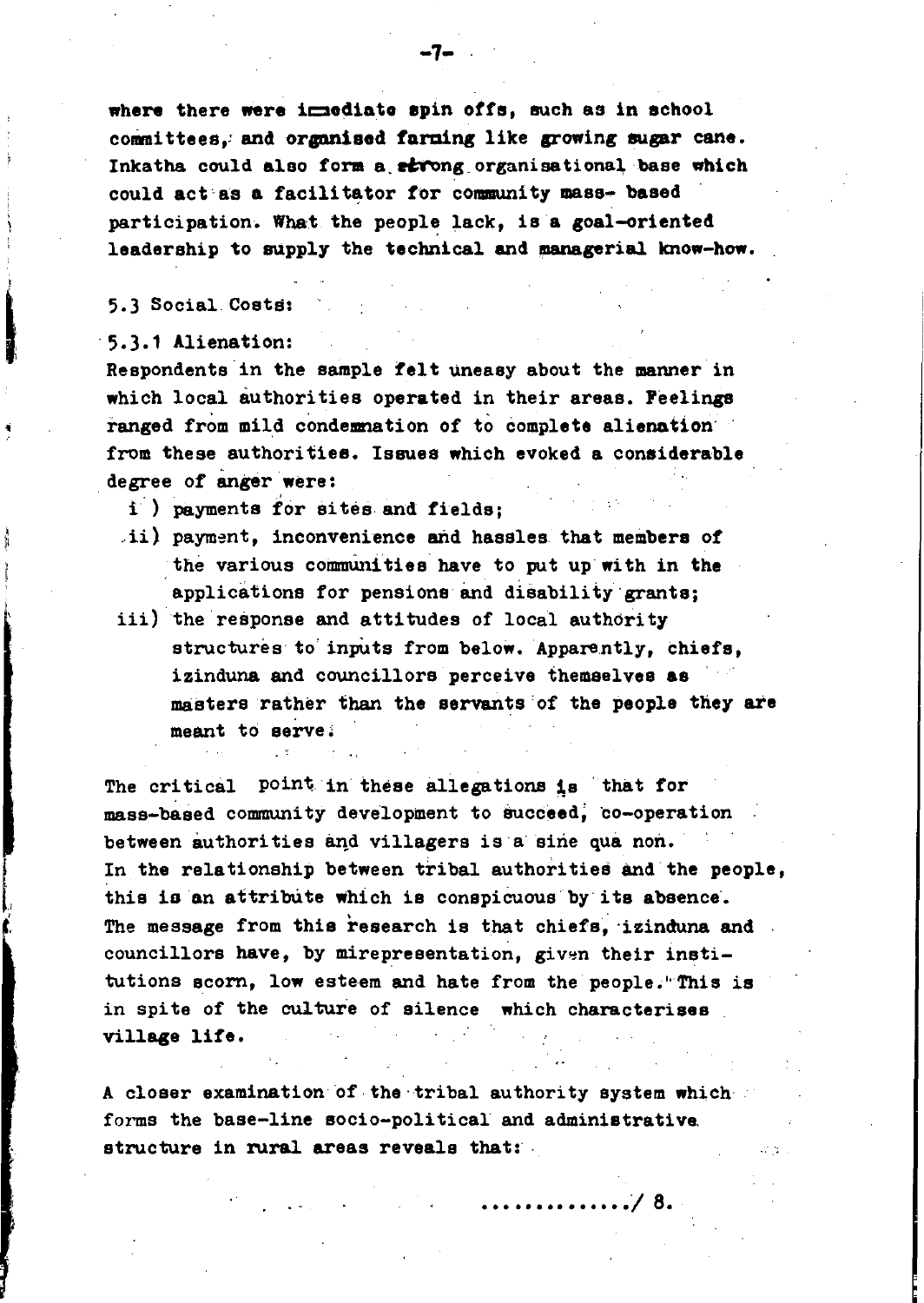where there were immediate spin offs, such as in school committees, and organised farming like growing sugar cane. Inkatha could also form a strong organisational base which could act as a facilitator for community mass- based participation. What the people lack, is a goal-orientated leadership to supply the technical and managerial know-how.

### 5.3 Social Costs:

#### 5.3.1 Alienation:

Respondents in the sample felt uneasy about the manner in which local authorities operated in their areas. Feelings ranged from mild condemnation of to complete alienation from these authorities. Issues which evoked a considerable degree of anger were:

- i ) payments for sites and fields;
- ii) payment, inconvenience and hassles that members of the various communities have to put up with in the applications for pensions and disability grants;
- iii) the response and attitudes of local authority structures to inputs from below. Apparently, chiefs, izinduna and councillors perceive themselves as masters rather than the servants of the people they are meant to serve.

The critical point in these allegations is that for mass-based community development to succeed, co-operation between authorities and villagers is a sine qua non. In the relationship between tribal authorities and the people, this is an attribute which is conspicuous by its absence. The message from this research is that chiefs, izinduna and councillors have, by mirepresentation, given their institutions scorn, low esteem and hate from the people. This is in spite of the culture of silence which characterises village life.

A closer examination of the tribal authority system which forms the base-line socio-political and administrative structure in rural areas reveals that: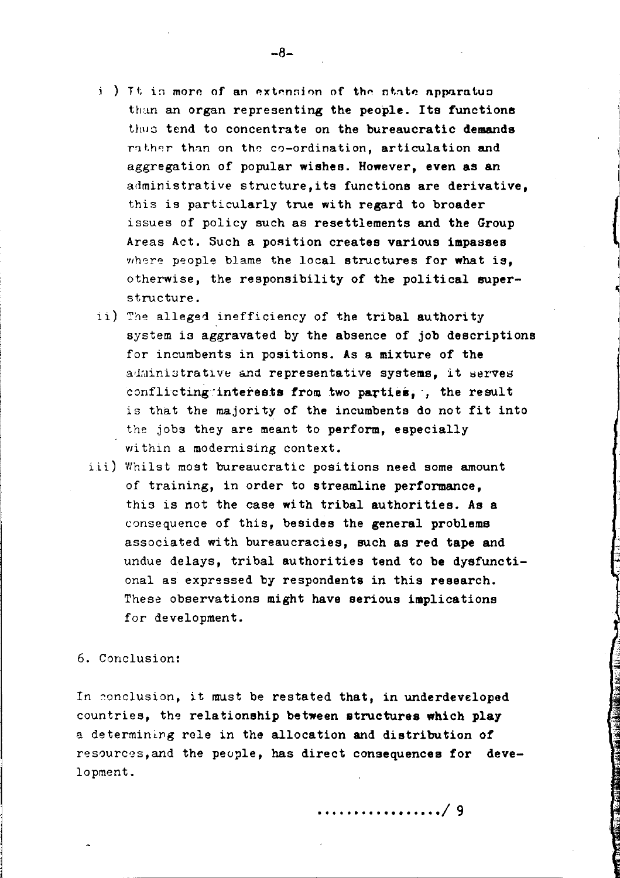i ) It is more of an extension of the state apparatus than an organ representing the people. Its functions thus tend to concentrate on the bureaucratic demands rather than on the co-ordination, articulation and aggregation of popular wishes. However, even as an administrative structure, its functions are derivative, this is particularly true with regard to broader issues of policy such as resettlements and the Group Areas Act. Such a position creates various impasses where people blame the local structures for what is, otherwise, the responsibility of the political superstructure.

ii) The alleged inefficiency of the tribal authority system is aggravated by the absence of job descriptions for incumbents in positions. As a mixture of the administrative and representative systems, it serves conflicting interests from two parties, the result is that the majority of the incumbents do not fit into the jobs they are meant to perform, especially within a modernising context.

iii) Whilst most bureaucratic positions need some amount of training, in order to streamline performance, this is not the case with tribal authorities. As a consequence of this, besides the general problems associated with bureaucracies, such as red tape and undue delays, tribal authorities tend to be dysfunctional as expressed by respondents in this research. These observations might have serious implications for development.

6. Conclusion:

In conclusion, it must be restated that, in underdeveloped countries, the relationship between structures which play a determining role in the allocation and distribution of resources, and the people, has direct consequences for development.

................/ 9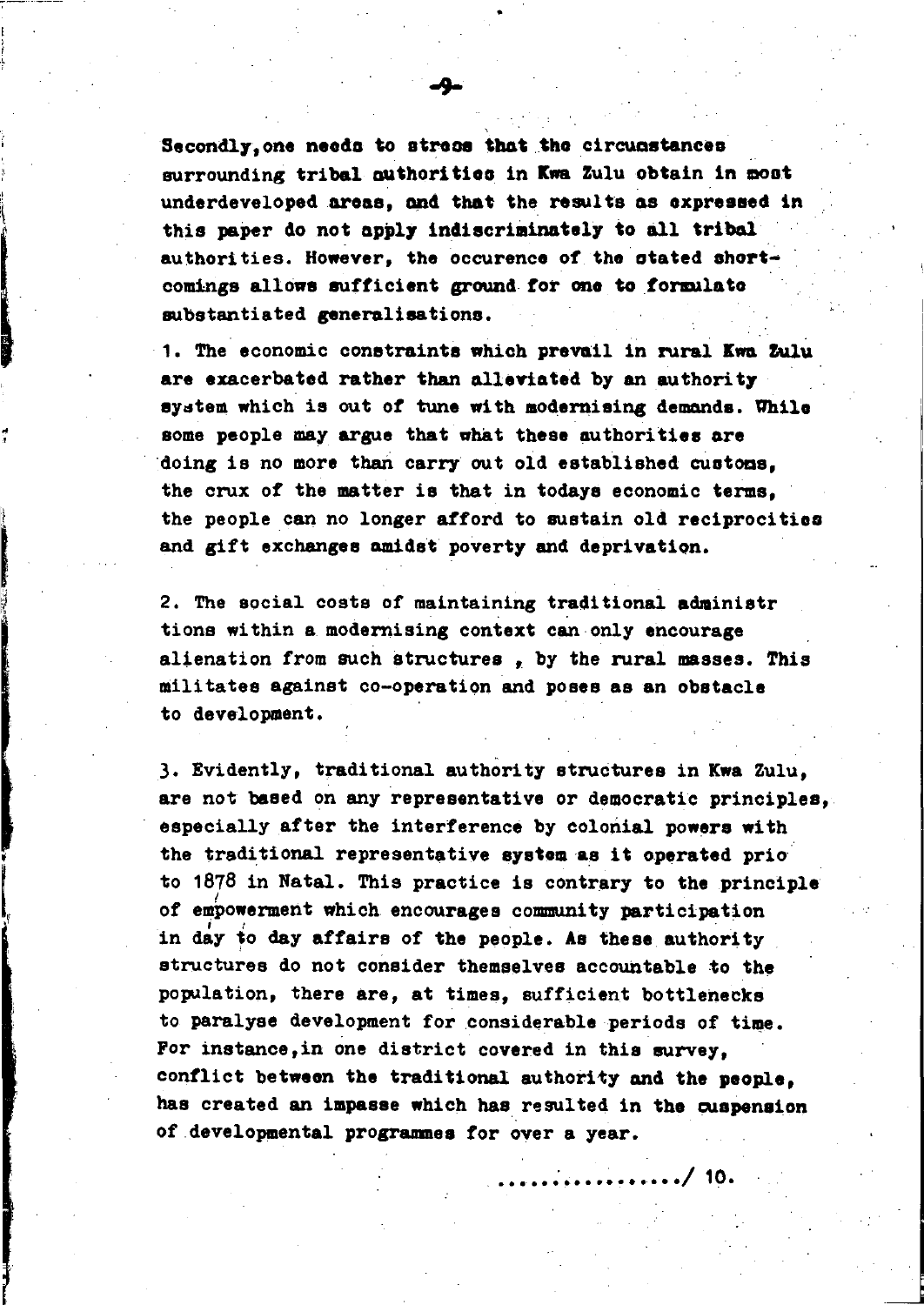Secondly, one needs to stress that the circumstances surrounding tribal authorities in Kwa Zulu obtain in most underdeveloped areas, and that the results as expressed in this paper do not apply indiscriminately to all tribal authorities. However, the occurence of the stated short-comings allows sufficient ground for one to formulate substantiated generalisations.

1. The economic constraints which prevail in rural Kwa Zulu are exacerbated rather than alleviated by an authority system which is out of tune with modernising demands. While some people may argue that what these authorities are doing is no more than carry out old established customs, the crux of the matter is that in todays economic terms, the people can no longer afford to sustain old reciprocities and gift exchanges amidst poverty and deprivation.

2. The social costs of maintaining traditional administr tions within a modernising context can only encourage alienation from such structures , by the rural masses. This militates against co-operation and poses as an obstacle to development.

3. Evidently, traditional authority structures in Kwa Zulu, are not based on any representative or democratic principles, especially after the interference by colonial powers with the traditional representative system as it operated prio to 1878 in Natal. This practice is contrary to the principle of empowerment which encourages community participation in day to day affairs of the people. As these authority structures do not consider themselves accountable to the population, there are, at times, sufficient bottlenecks to paralyse development for considerable periods of time. For instance, in one district covered in this survey, conflict between the traditional authority and the people, has created an impasse which has resulted in the suspension of developmental programmes for over a year.

................../ 10.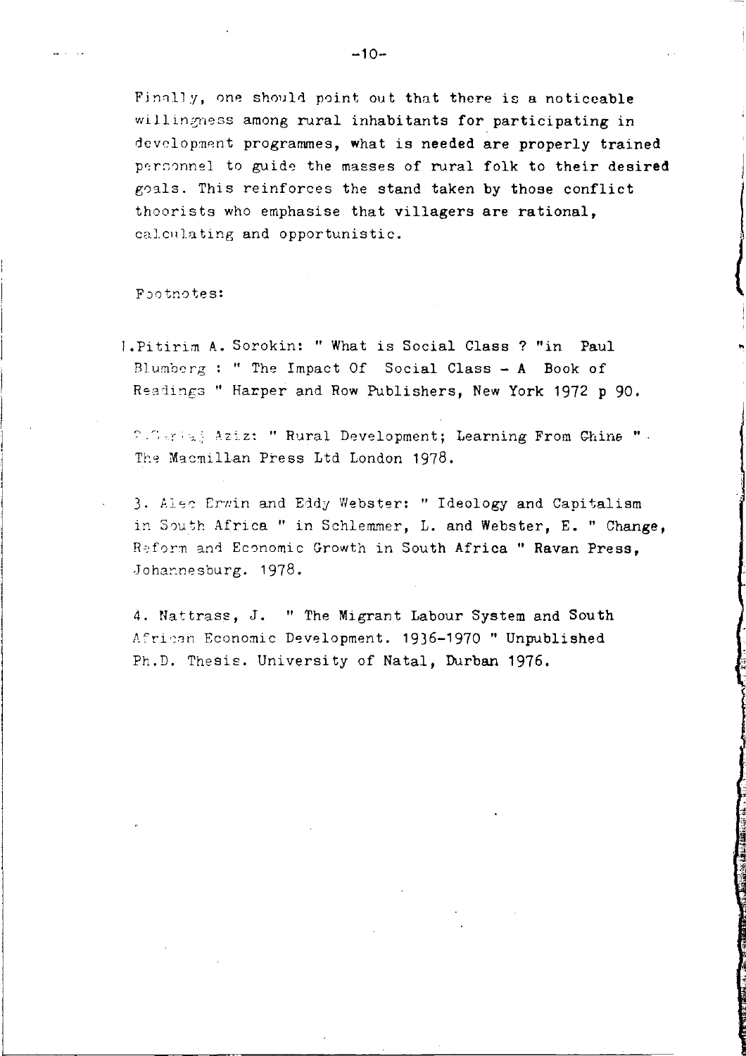Finally, one should point out that there is a noticeable willingness among rural inhabitants for participating in development programmes, what is needed are properly trained personnel to guide the masses of rural folk to their desired goals. This reinforces the stand taken by those conflict theorists who emphasise that villagers are rational, calculating and opportunistic.

Footnotes:

1. Pitirim A. Sorokin: " What is Social Class ? "in Paul Blumberg : " The Impact Of Social Class - A Book of Readings " Harper and Row Publishers, New York 1972 p 90.

2. Sartaj Aziz: " Rural Development; Learning From Chine " The Macmillan Press Ltd London 1978.

3. Alec Erwin and Eddy Webster: " Ideology and Capitalism in South Africa " in Schlemmer, L. and Webster, E. " Change, Reform and Economic Growth in South Africa " Ravan Press, Johannesburg. 1978.

4. Nattrass, J. " The Migrant Labour System and South African Economic Development. 1936-1970 " Unpublished Ph.D. Thesis. University of Natal, Durban 1976.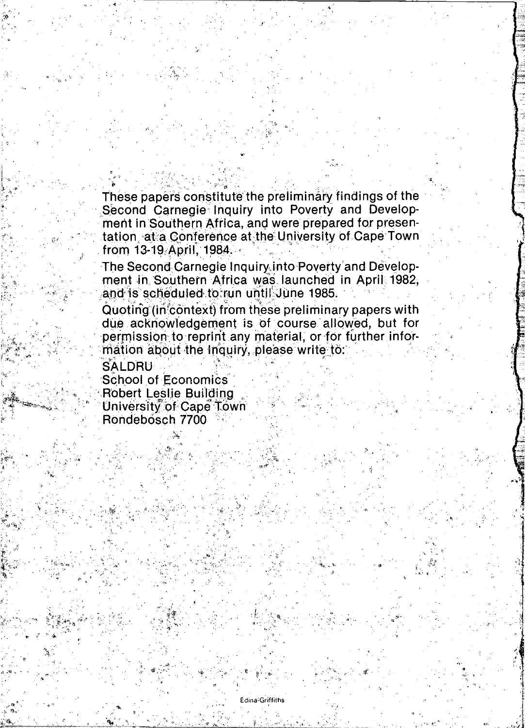These papers constitute the preliminary findings of the Second Carnegie Inquiry into Poverty and Development in Southern Africa, and were prepared for presentation at a Conference at the University of Cape Town from 13-19 April, 1984.

The Second Carnegie Inquiry into Poverty and Development in Southern Africa was launched in April 1982, and is scheduled to run until June 1985.

Quoting (in context) from these preliminary papers with due acknowledgement is of course allowed, but for permission to reprint any material, or for further information about the Inquiry, please write to:

SALDRU
School of Economics
Robert Leslie Building
University of Cape Town
Rondebosch 7700

Edina Griffiths